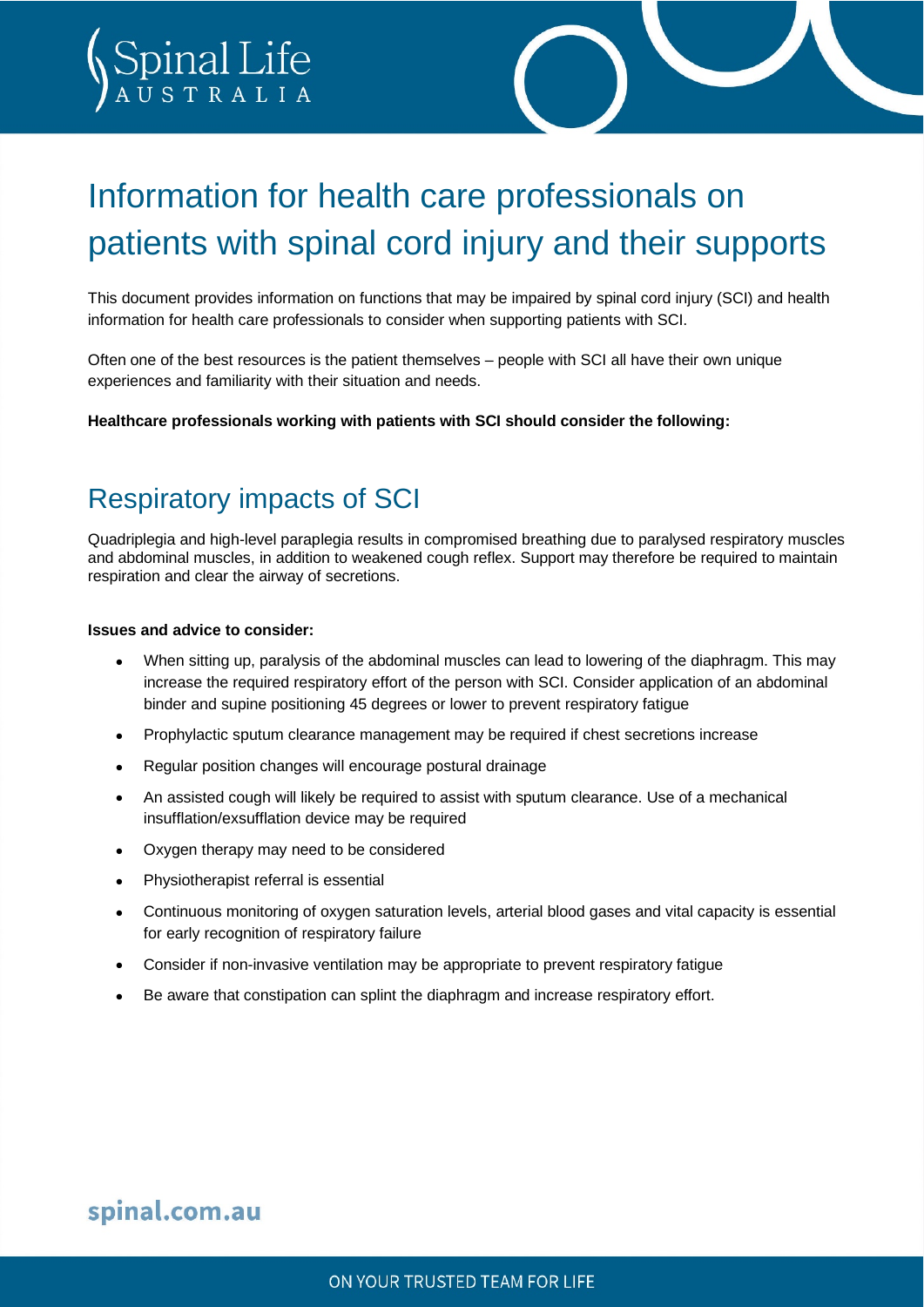# Information for health care professionals on patients with spinal cord injury and their supports

This document provides information on functions that may be impaired by spinal cord injury (SCI) and health information for health care professionals to consider when supporting patients with SCI.

Often one of the best resources is the patient themselves – people with SCI all have their own unique experiences and familiarity with their situation and needs.

**Healthcare professionals working with patients with SCI should consider the following:**

## Respiratory impacts of SCI

Quadriplegia and high-level paraplegia results in compromised breathing due to paralysed respiratory muscles and abdominal muscles, in addition to weakened cough reflex. Support may therefore be required to maintain respiration and clear the airway of secretions.

**Issues and advice to consider:**

- When sitting up, paralysis of the abdominal muscles can lead to lowering of the diaphragm. This may increase the required respiratory effort of the person with SCI. Consider application of an abdominal binder and supine positioning 45 degrees or lower to prevent respiratory fatigue
- Prophylactic sputum clearance management may be required if chest secretions increase
- Regular position changes will encourage postural drainage
- An assisted cough will likely be required to assist with sputum clearance. Use of a mechanical insufflation/exsufflation device may be required
- Oxygen therapy may need to be considered
- Physiotherapist referral is essential
- Continuous monitoring of oxygen saturation levels, arterial blood gases and vital capacity is essential for early recognition of respiratory failure
- Consider if non-invasive ventilation may be appropriate to prevent respiratory fatigue
- Be aware that constipation can splint the diaphragm and increase respiratory effort.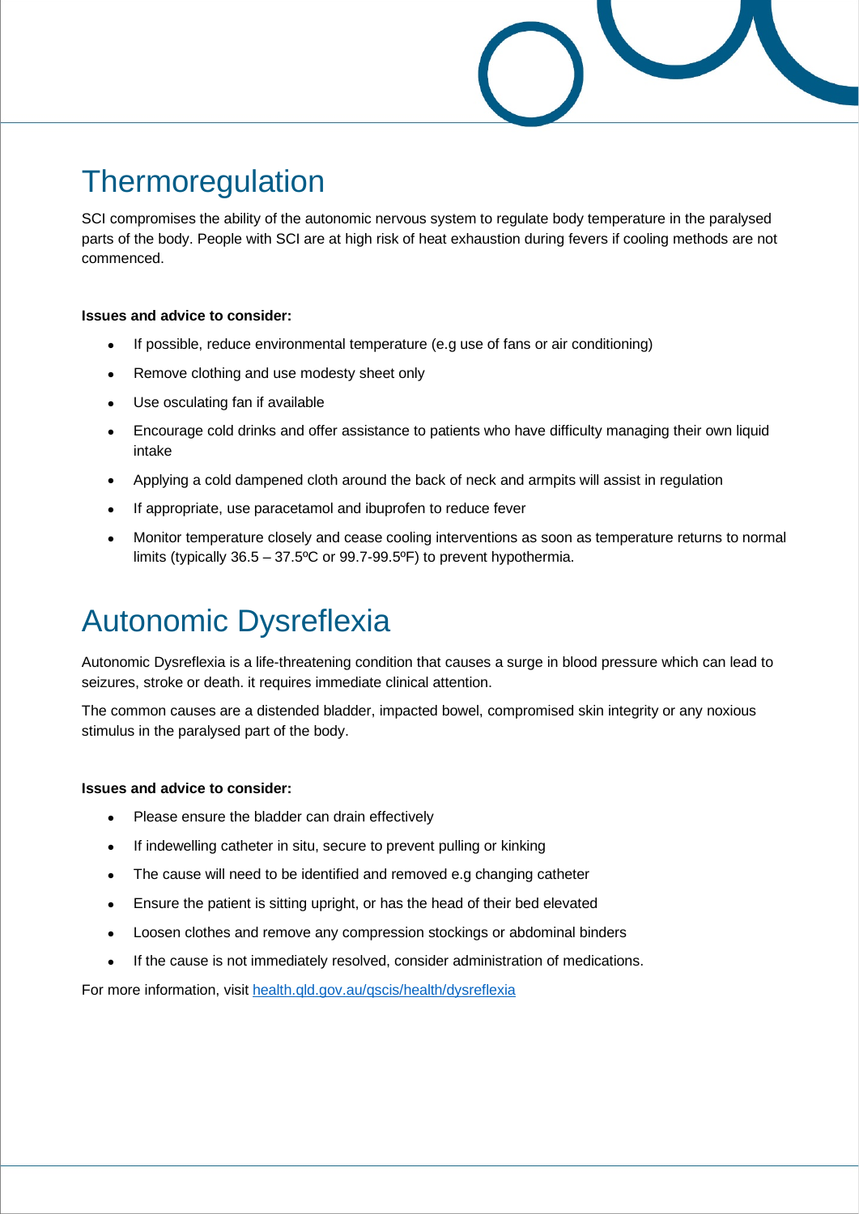# Thermoregulation

SCI compromises the ability of the autonomic nervous system to regulate body temperature in the paralysed parts of the body. People with SCI are at high risk of heat exhaustion during fevers if cooling methods are not commenced.

**Issues and advice to consider:**

- If possible, reduce environmental temperature (e.g use of fans or air conditioning)
- Remove clothing and use modesty sheet only
- Use osculating fan if available
- Encourage cold drinks and offer assistance to patients who have difficulty managing their own liquid intake
- Applying a cold dampened cloth around the back of neck and armpits will assist in regulation
- If appropriate, use paracetamol and ibuprofen to reduce fever
- Monitor temperature closely and cease cooling interventions as soon as temperature returns to normal limits (typically 36.5 – 37.5ºC or 99.7-99.5ºF) to prevent hypothermia.

# Autonomic Dysreflexia

Autonomic Dysreflexia is a life-threatening condition that causes a surge in blood pressure which can lead to seizures, stroke or death. it requires immediate clinical attention.

The common causes are a distended bladder, impacted bowel, compromised skin integrity or any noxious stimulus in the paralysed part of the body.

**Issues and advice to consider:**

- Please ensure the bladder can drain effectively
- If indewelling catheter in situ, secure to prevent pulling or kinking
- The cause will need to be identified and removed e.g changing catheter
- Ensure the patient is sitting upright, or has the head of their bed elevated
- Loosen clothes and remove any compression stockings or abdominal binders
- If the cause is not immediately resolved, consider administration of medications.

For more information, visit [health.qld.gov.au/qscis/health/dysreflexia](health.qld.gov.au/qscis/health/dysreflexia)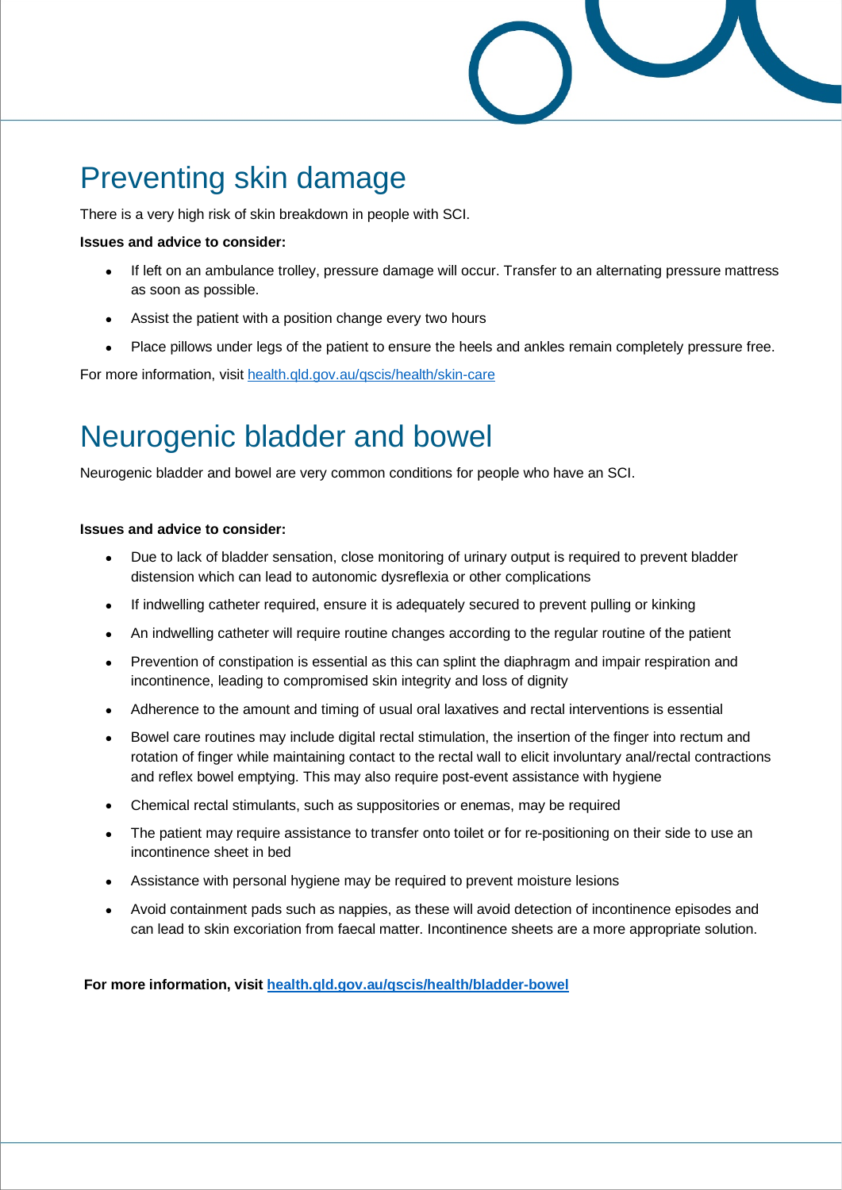# Preventing skin damage

There is a very high risk of skin breakdown in people with SCI.

**Issues and advice to consider:**

- If left on an ambulance trolley, pressure damage will occur. Transfer to an alternating pressure mattress as soon as possible.
- Assist the patient with a position change every two hours
- Place pillows under legs of the patient to ensure the heels and ankles remain completely pressure free.

For more information, visit [health.qld.gov.au/qscis/health/skin-care](health.qld.gov.au/qscis/health/skin-care)

# Neurogenic bladder and bowel

Neurogenic bladder and bowel are very common conditions for people who have an SCI.

**Issues and advice to consider:**

- Due to lack of bladder sensation, close monitoring of urinary output is required to prevent bladder distension which can lead to autonomic dysreflexia or other complications
- If indwelling catheter required, ensure it is adequately secured to prevent pulling or kinking
- An indwelling catheter will require routine changes according to the regular routine of the patient
- Prevention of constipation is essential as this can splint the diaphragm and impair respiration and incontinence, leading to compromised skin integrity and loss of dignity
- Adherence to the amount and timing of usual oral laxatives and rectal interventions is essential
- Bowel care routines may include digital rectal stimulation, the insertion of the finger into rectum and rotation of finger while maintaining contact to the rectal wall to elicit involuntary anal/rectal contractions and reflex bowel emptying. This may also require post-event assistance with hygiene
- Chemical rectal stimulants, such as suppositories or enemas, may be required
- The patient may require assistance to transfer onto toilet or for re-positioning on their side to use an incontinence sheet in bed
- Assistance with personal hygiene may be required to prevent moisture lesions
- Avoid containment pads such as nappies, as these will avoid detection of incontinence episodes and can lead to skin excoriation from faecal matter. Incontinence sheets are a more appropriate solution.

**For more information, visit [health.qld.gov.au/qscis/health/bladder-bowel](health.qld.gov.au/qscis/health/bladder-bowel)**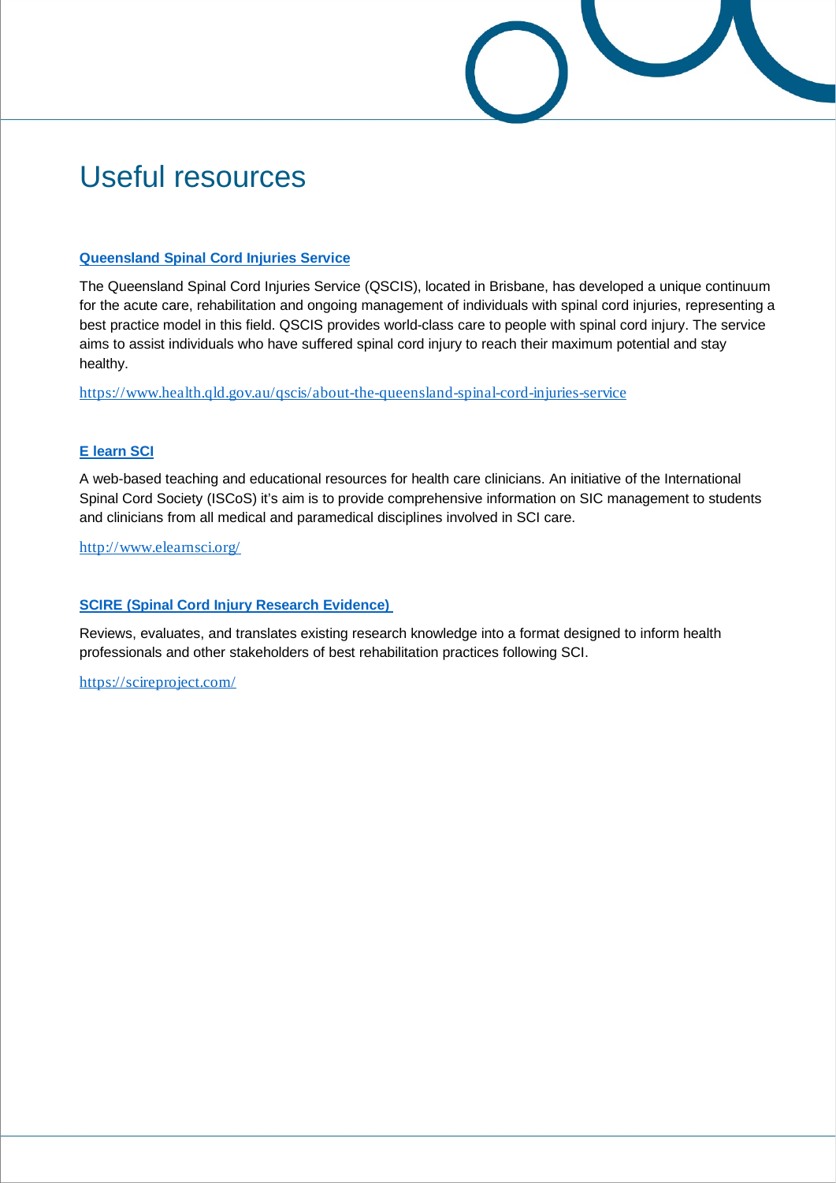# Useful resources

### **Queensland Spinal Cord Injuries Service**

The Queensland Spinal Cord Injuries Service (QSCIS), located in Brisbane, has developed a unique continuum for the acute care, rehabilitation and ongoing management of individuals with spinal cord injuries, representing a best practice model in this field. QSCIS provides world-class care to people with spinal cord injury. The service aims to assist individuals who have suffered spinal cord injury to reach their maximum potential and stay healthy.

https://www.health.qld.gov.au/qscis/about-the-queensland-spinal-cord-injuries-service

### **E learn SCI**

A web-based teaching and educational resources for health care clinicians. An initiative of the International Spinal Cord Society (ISCoS) it's aim is to provide comprehensive information on SIC management to students and clinicians from all medical and paramedical disciplines involved in SCI care.

http://www.elearnsci.org/

### **SCIRE (Spinal Cord Injury Research Evidence)**

Reviews, evaluates, and translates existing research knowledge into a format designed to inform health professionals and other stakeholders of best rehabilitation practices following SCI.

https://scireproject.com/